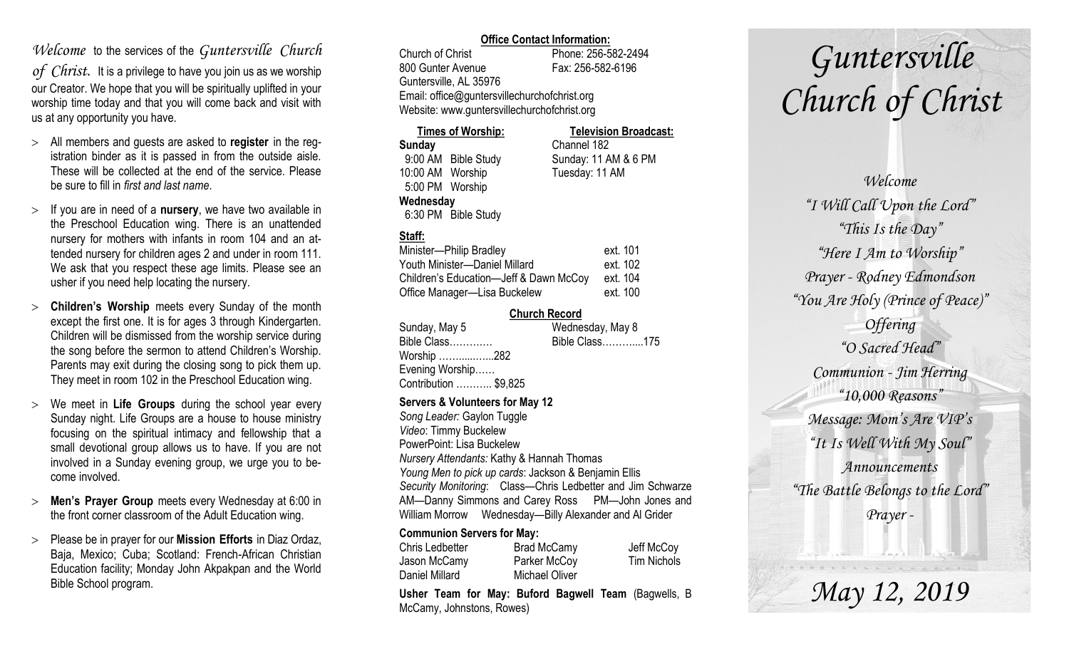*Welcome* to the services of the *Guntersville Church of Christ*. It is a privilege to have you join us as we worship our Creator. We hope that you will be spiritually uplifted in your worship time today and that you will come back and visit with us at any opportunity you have.

- All members and guests are asked to **register** in the registration binder as it is passed in from the outside aisle. These will be collected at the end of the service. Please be sure to fill in *first and last name*.
- If you are in need of a **nursery**, we have two available in the Preschool Education wing. There is an unattended nursery for mothers with infants in room 104 and an attended nursery for children ages 2 and under in room 111. We ask that you respect these age limits. Please see an usher if you need help locating the nursery.
- **Children's Worship** meets every Sunday of the month except the first one. It is for ages 3 through Kindergarten. Children will be dismissed from the worship service during the song before the sermon to attend Children's Worship. Parents may exit during the closing song to pick them up. They meet in room 102 in the Preschool Education wing.
- We meet in **Life Groups** during the school year every Sunday night. Life Groups are a house to house ministry focusing on the spiritual intimacy and fellowship that a small devotional group allows us to have. If you are not involved in a Sunday evening group, we urge you to become involved.
- **Men's Prayer Group** meets every Wednesday at 6:00 in the front corner classroom of the Adult Education wing.
- Please be in prayer for our **Mission Efforts** in Diaz Ordaz, Baja, Mexico; Cuba; Scotland: French-African Christian Education facility; Monday John Akpakpan and the World Bible School program.

**Office Contact Information:**

Church of Christ — Phone: 256-582-2494
800 Gunter Avenue — Fax: 256-582-6196
Guntersville, AL 35976
Email: office@guntersvillechurchofchrist.org
Website: www.guntersvillechurchofchrist.org

**Times of Worship:**

**Sunday**
9:00 AM Bible Study
10:00 AM Worship
5:00 PM Worship
**Wednesday**
6:30 PM Bible Study

**Television Broadcast:**

Channel 182
Sunday: 11 AM & 6 PM
Tuesday: 11 AM

**Staff:**

| | |
|---|---|
| Minister—Philip Bradley | ext. 101 |
| Youth Minister—Daniel Millard | ext. 102 |
| Children's Education—Jeff & Dawn McCoy | ext. 104 |
| Office Manager—Lisa Buckelew | ext. 100 |

**Church Record**

| Sunday, May 5 | Wednesday, May 8 |
|---|---|
| Bible Class………… | Bible Class………....175 |
| Worship ……......…..282 | |
| Evening Worship…… | |
| Contribution ……….. $9,825 | |

**Servers & Volunteers for May 12**

*Song Leader:* Gaylon Tuggle
*Video*: Timmy Buckelew
PowerPoint: Lisa Buckelew
*Nursery Attendants:* Kathy & Hannah Thomas
*Young Men to pick up cards*: Jackson & Benjamin Ellis
*Security Monitoring*: Class—Chris Ledbetter and Jim Schwarze AM—Danny Simmons and Carey Ross PM—John Jones and William Morrow Wednesday—Billy Alexander and Al Grider

**Communion Servers for May:**

| | | |
|---|---|---|
| Chris Ledbetter | Brad McCamy | Jeff McCoy |
| Jason McCamy | Parker McCoy | Tim Nichols |
| Daniel Millard | Michael Oliver | |

**Usher Team for May: Buford Bagwell Team** (Bagwells, B McCamy, Johnstons, Rowes)

# *Guntersville Church of Christ*

*Welcome*
*"I Will Call Upon the Lord"*
*"This Is the Day"*
*"Here I Am to Worship"*
*Prayer - Rodney Edmondson*
*"You Are Holy (Prince of Peace)"*
*Offering*
*"O Sacred Head"*
*Communion - Jim Herring*
*"10,000 Reasons"*
*Message: Mom's Are VIP's*
*"It Is Well With My Soul"*
*Announcements*
*"The Battle Belongs to the Lord"*
*Prayer -*

## *May 12, 2019*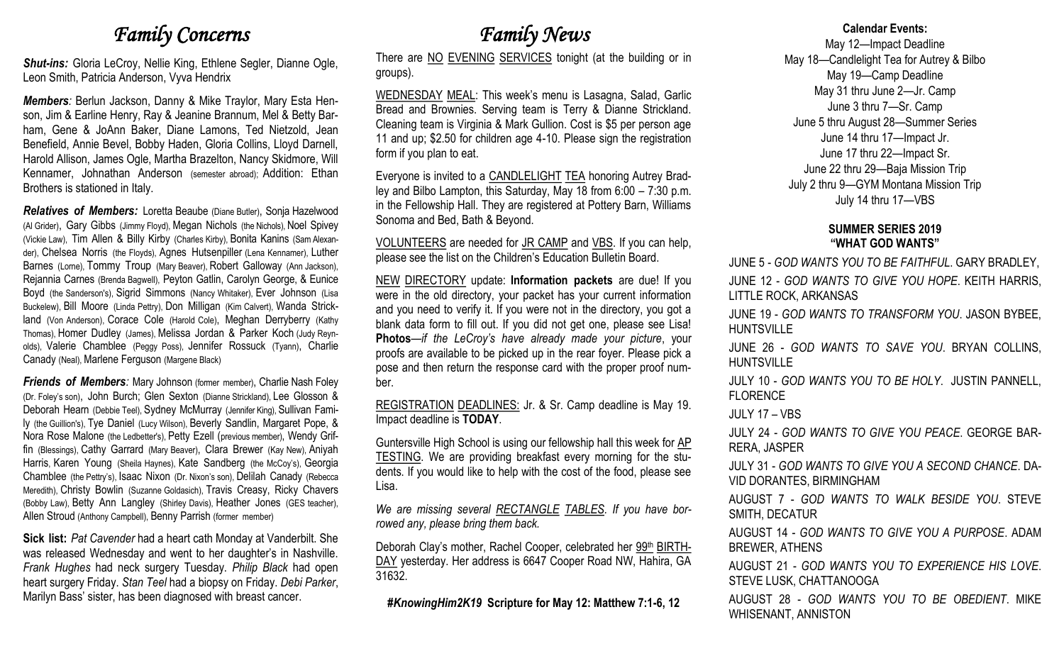# Family Concerns

***Shut-ins:*** Gloria LeCroy, Nellie King, Ethlene Segler, Dianne Ogle, Leon Smith, Patricia Anderson, Vyva Hendrix

***Members:*** Berlun Jackson, Danny & Mike Traylor, Mary Esta Henson, Jim & Earline Henry, Ray & Jeanine Brannum, Mel & Betty Barham, Gene & JoAnn Baker, Diane Lamons, Ted Nietzold, Jean Benefield, Annie Bevel, Bobby Haden, Gloria Collins, Lloyd Darnell, Harold Allison, James Ogle, Martha Brazelton, Nancy Skidmore, Will Kennamer, Johnathan Anderson (semester abroad); Addition: Ethan Brothers is stationed in Italy.

***Relatives of Members:*** Loretta Beaube (Diane Butler), Sonja Hazelwood (Al Grider), Gary Gibbs (Jimmy Floyd), Megan Nichols (the Nichols), Noel Spivey (Vickie Law), Tim Allen & Billy Kirby (Charles Kirby), Bonita Kanins (Sam Alexander), Chelsea Norris (the Floyds), Agnes Hutsenpiller (Lena Kennamer), Luther Barnes (Lorne), Tommy Troup (Mary Beaver), Robert Galloway (Ann Jackson), Rejannia Carnes (Brenda Bagwell), Peyton Gatlin, Carolyn George, & Eunice Boyd (the Sanderson's), Sigrid Simmons (Nancy Whitaker), Ever Johnson (Lisa Buckelew), Bill Moore (Linda Pettry), Don Milligan (Kim Calvert), Wanda Strickland (Von Anderson), Corace Cole (Harold Cole), Meghan Derryberry (Kathy Thomas), Homer Dudley (James), Melissa Jordan & Parker Koch (Judy Reynolds), Valerie Chamblee (Peggy Poss), Jennifer Rossuck (Tyann), Charlie Canady (Neal), Marlene Ferguson (Margene Black)

***Friends of Members:*** Mary Johnson (former member), Charlie Nash Foley (Dr. Foley's son), John Burch; Glen Sexton (Dianne Strickland), Lee Glosson & Deborah Hearn (Debbie Teel), Sydney McMurray (Jennifer King), Sullivan Family (the Guillion's), Tye Daniel (Lucy Wilson), Beverly Sandlin, Margaret Pope, & Nora Rose Malone (the Ledbetter's), Petty Ezell (previous member), Wendy Griffin (Blessings), Cathy Garrard (Mary Beaver), Clara Brewer (Kay New), Aniyah Harris, Karen Young (Sheila Haynes), Kate Sandberg (the McCoy's), Georgia Chamblee (the Pettry's), Isaac Nixon (Dr. Nixon's son), Delilah Canady (Rebecca Meredith), Christy Bowlin (Suzanne Goldasich), Travis Creasy, Ricky Chavers (Bobby Law), Betty Ann Langley (Shirley Davis), Heather Jones (GES teacher), Allen Stroud (Anthony Campbell), Benny Parrish (former member)

**Sick list:** *Pat Cavender* had a heart cath Monday at Vanderbilt. She was released Wednesday and went to her daughter's in Nashville. *Frank Hughes* had neck surgery Tuesday. *Philip Black* had open heart surgery Friday. *Stan Teel* had a biopsy on Friday. *Debi Parker*, Marilyn Bass' sister, has been diagnosed with breast cancer.

# Family News

There are NO EVENING SERVICES tonight (at the building or in groups).

WEDNESDAY MEAL: This week's menu is Lasagna, Salad, Garlic Bread and Brownies. Serving team is Terry & Dianne Strickland. Cleaning team is Virginia & Mark Gullion. Cost is $5 per person age 11 and up; $2.50 for children age 4-10. Please sign the registration form if you plan to eat.

Everyone is invited to a CANDLELIGHT TEA honoring Autrey Bradley and Bilbo Lampton, this Saturday, May 18 from 6:00 – 7:30 p.m. in the Fellowship Hall. They are registered at Pottery Barn, Williams Sonoma and Bed, Bath & Beyond.

VOLUNTEERS are needed for JR CAMP and VBS. If you can help, please see the list on the Children's Education Bulletin Board.

NEW DIRECTORY update: **Information packets** are due! If you were in the old directory, your packet has your current information and you need to verify it. If you were not in the directory, you got a blank data form to fill out. If you did not get one, please see Lisa! **Photos**—*if the LeCroy's have already made your picture*, your proofs are available to be picked up in the rear foyer. Please pick a pose and then return the response card with the proper proof number.

REGISTRATION DEADLINES: Jr. & Sr. Camp deadline is May 19. Impact deadline is **TODAY**.

Guntersville High School is using our fellowship hall this week for AP TESTING. We are providing breakfast every morning for the students. If you would like to help with the cost of the food, please see Lisa.

*We are missing several RECTANGLE TABLES. If you have borrowed any, please bring them back.*

Deborah Clay's mother, Rachel Cooper, celebrated her 99th BIRTHDAY yesterday. Her address is 6647 Cooper Road NW, Hahira, GA 31632.

***#KnowingHim2K19*** **Scripture for May 12: Matthew 7:1-6, 12**

**Calendar Events:**

May 12—Impact Deadline
May 18—Candlelight Tea for Autrey & Bilbo
May 19—Camp Deadline
May 31 thru June 2—Jr. Camp
June 3 thru 7—Sr. Camp
June 5 thru August 28—Summer Series
June 14 thru 17—Impact Jr.
June 17 thru 22—Impact Sr.
June 22 thru 29—Baja Mission Trip
July 2 thru 9—GYM Montana Mission Trip
July 14 thru 17—VBS

## SUMMER SERIES 2019 "WHAT GOD WANTS"

JUNE 5 - *GOD WANTS YOU TO BE FAITHFUL*. GARY BRADLEY,

JUNE 12 - *GOD WANTS TO GIVE YOU HOPE*. KEITH HARRIS, LITTLE ROCK, ARKANSAS

JUNE 19 - *GOD WANTS TO TRANSFORM YOU*. JASON BYBEE, HUNTSVILLE

JUNE 26 - *GOD WANTS TO SAVE YOU*. BRYAN COLLINS, HUNTSVILLE

JULY 10 - *GOD WANTS YOU TO BE HOLY*. JUSTIN PANNELL, FLORENCE

JULY 17 – VBS

JULY 24 - *GOD WANTS TO GIVE YOU PEACE*. GEORGE BARRERA, JASPER

JULY 31 - *GOD WANTS TO GIVE YOU A SECOND CHANCE*. DAVID DORANTES, BIRMINGHAM

AUGUST 7 - *GOD WANTS TO WALK BESIDE YOU*. STEVE SMITH, DECATUR

AUGUST 14 - *GOD WANTS TO GIVE YOU A PURPOSE*. ADAM BREWER, ATHENS

AUGUST 21 - *GOD WANTS YOU TO EXPERIENCE HIS LOVE*. STEVE LUSK, CHATTANOOGA

AUGUST 28 - *GOD WANTS YOU TO BE OBEDIENT*. MIKE WHISENANT, ANNISTON